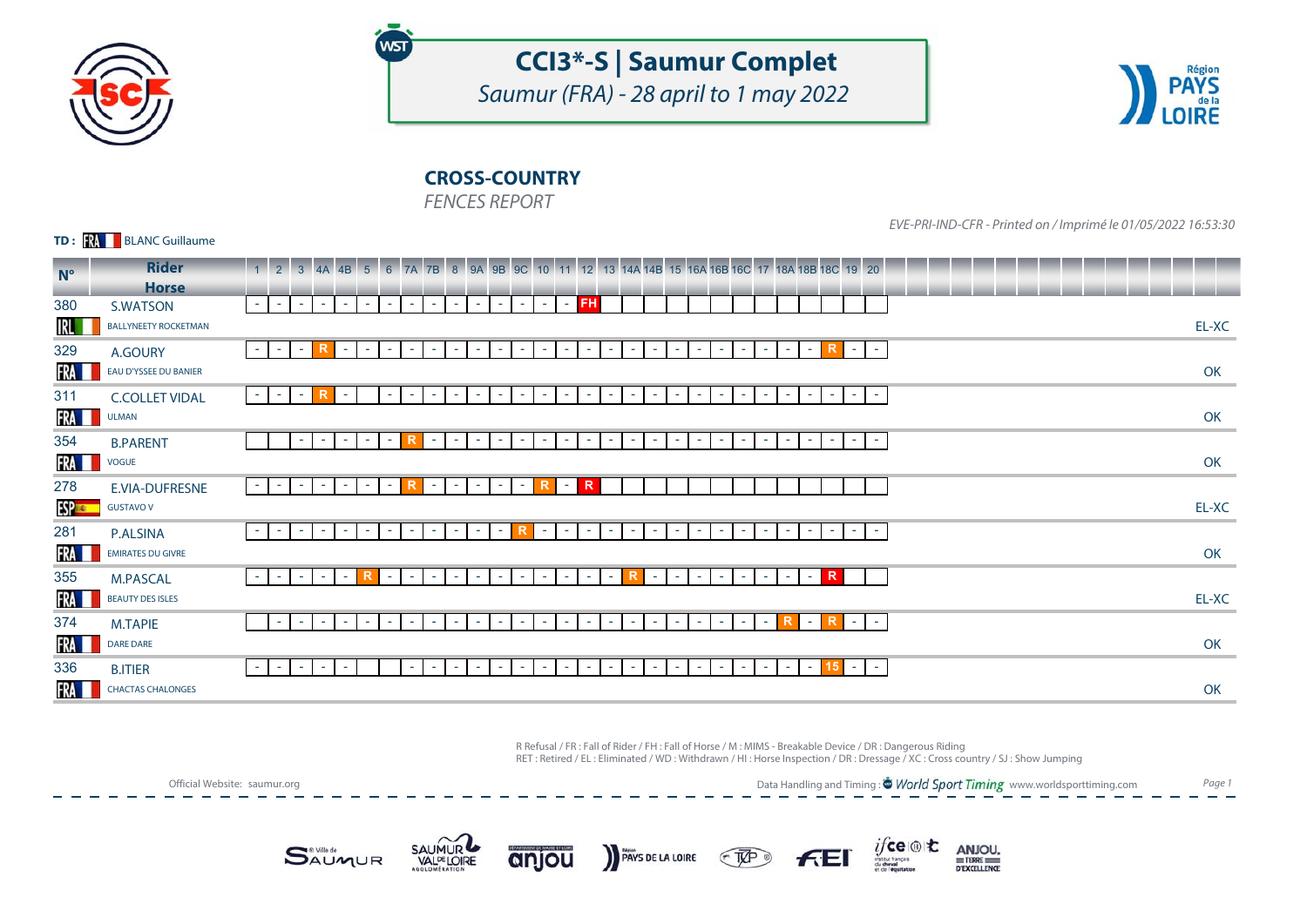# CCI3*-S | Saumur Complet

*Saumur (FRA) - 28 april to 1 may 2022*

## CROSS-COUNTRY

*FENCES REPORT*

*EVE-PRI-IND-CFR - Printed on / Imprimé le 01/05/2022 16:53:30*

**TD :** FRA BLANC Guillaume

| N° | Rider / Horse | 1 | 2 | 3 | 4A | 4B | 5 | 6 | 7A | 7B | 8 | 9A | 9B | 9C | 10 | 11 | 12 | 13 | 14A | 14B | 15 | 16A | 16B | 16C | 17 | 18A | 18B | 18C | 19 | 20 | |
|---|---|---|---|---|---|---|---|---|---|---|---|---|---|---|---|---|---|---|---|---|---|---|---|---|---|---|---|---|---|---|---|
| 380 IRL | S.WATSON BALLYNEETY ROCKETMAN | - | - | - | - | - | - | - | - | - | - | - | - | - | - | - | FH | | | | | | | | | | | | | | EL-XC |
| 329 FRA | A.GOURY EAU D'YSSEE DU BANIER | - | - | - | R | - | - | - | - | - | - | - | - | - | - | - | - | - | - | - | - | - | - | - | - | - | - | R | - | - | OK |
| 311 FRA | C.COLLET VIDAL ULMAN | - | - | - | R | - | | - | - | - | - | - | - | - | - | - | - | - | - | - | - | - | - | - | - | - | - | - | - | - | OK |
| 354 FRA | B.PARENT VOGUE | | | - | - | - | - | - | R | - | - | - | - | - | - | - | - | - | - | - | - | - | - | - | - | - | - | - | - | - | OK |
| 278 ESP | E.VIA-DUFRESNE GUSTAVO V | - | - | - | - | - | - | - | R | - | - | - | - | - | R | - | R | | | | | | | | | | | | | | EL-XC |
| 281 FRA | P.ALSINA EMIRATES DU GIVRE | - | - | - | - | - | - | - | - | - | - | - | - | R | - | - | - | - | - | - | - | - | - | - | - | - | - | - | - | - | OK |
| 355 FRA | M.PASCAL BEAUTY DES ISLES | - | - | - | - | - | R | - | - | - | - | - | - | - | - | - | - | - | R | - | - | - | - | - | - | - | - | R | | | EL-XC |
| 374 FRA | M.TAPIE DARE DARE | | - | - | - | - | - | - | - | - | - | - | - | - | - | - | - | - | - | - | - | - | - | - | - | R | - | R | - | - | OK |
| 336 FRA | B.ITIER CHACTAS CHALONGES | - | - | - | - | - | | | - | - | - | - | - | - | - | - | - | - | - | - | - | - | - | - | - | - | - | 15 | - | - | OK |

R Refusal / FR : Fall of Rider / FH : Fall of Horse / M : MIMS - Breakable Device / DR : Dangerous Riding
RET : Retired / EL : Eliminated / WD : Withdrawn / HI : Horse Inspection / DR : Dressage / XC : Cross country / SJ : Show Jumping

Official Website: saumur.org

Data Handling and Timing : World Sport Timing www.worldsporttiming.com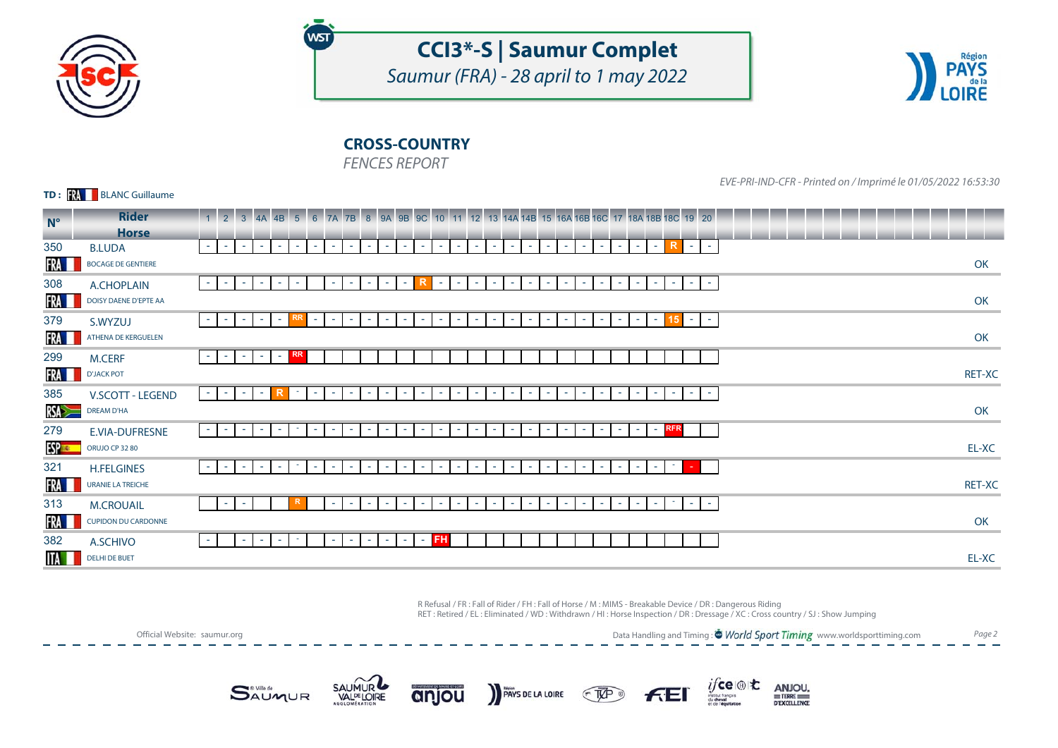# CCI3*-S | Saumur Complet

*Saumur (FRA) - 28 april to 1 may 2022*

## CROSS-COUNTRY

*FENCES REPORT*

*EVE-PRI-IND-CFR - Printed on / Imprimé le 01/05/2022 16:53:30*

**TD :** FRA BLANC Guillaume

| N° | Rider / Horse | 1 | 2 | 3 | 4A | 4B | 5 | 6 | 7A | 7B | 8 | 9A | 9B | 9C | 10 | 11 | 12 | 13 | 14A | 14B | 15 | 16A | 16B | 16C | 17 | 18A | 18B | 18C | 19 | 20 | |
|---|---|---|---|---|---|---|---|---|---|---|---|---|---|---|---|---|---|---|---|---|---|---|---|---|---|---|---|---|---|---|---|
| 350 FRA | B.LUDA / BOCAGE DE GENTIERE | - | - | - | - | - | - | - | - | - | - | - | - | - | - | - | - | - | - | - | - | - | - | - | - | - | - | R | - | - | OK |
| 308 FRA | A.CHOPLAIN / DOISY DAENE D'EPTE AA | - | - | - | - | - | - | | - | - | - | - | - | R | - | - | - | - | - | - | - | - | - | - | - | - | - | - | - | - | OK |
| 379 FRA | S.WYZUJ / ATHENA DE KERGUELEN | - | - | - | - | - | RR | - | - | - | - | - | - | - | - | - | - | - | - | - | - | - | - | - | - | - | - | 15 | - | - | OK |
| 299 FRA | M.CERF / D'JACK POT | - | - | - | - | - | RR | | | | | | | | | | | | | | | | | | | | | | | | RET-XC |
| 385 RSA | V.SCOTT - LEGEND / DREAM D'HA | - | - | - | - | R | - | - | - | - | - | - | - | - | - | - | - | - | - | - | - | - | - | - | - | - | - | - | - | - | OK |
| 279 ESP | E.VIA-DUFRESNE / ORUJO CP 32 80 | - | - | - | - | - | - | - | - | - | - | - | - | - | - | - | - | - | - | - | - | - | - | - | - | - | - | RFR | | | EL-XC |
| 321 FRA | H.FELGINES / URANIE LA TREICHE | - | - | - | - | - | - | - | - | - | - | - | - | - | - | - | - | - | - | - | - | - | - | - | - | - | - | - | - | | RET-XC |
| 313 FRA | M.CROUAIL / CUPIDON DU CARDONNE | | - | - | | | R | | - | - | - | - | - | - | - | - | - | - | - | - | - | - | - | - | - | - | - | - | - | - | OK |
| 382 ITA | A.SCHIVO / DELHI DE BUET | - | | - | - | - | - | | - | - | - | - | - | - | FH | | | | | | | | | | | | | | | | EL-XC |

R Refusal / FR : Fall of Rider / FH : Fall of Horse / M : MIMS - Breakable Device / DR : Dangerous Riding
RET : Retired / EL : Eliminated / WD : Withdrawn / HI : Horse Inspection / DR : Dressage / XC : Cross country / SJ : Show Jumping

Official Website: saumur.org

Data Handling and Timing : World Sport Timing www.worldsporttiming.com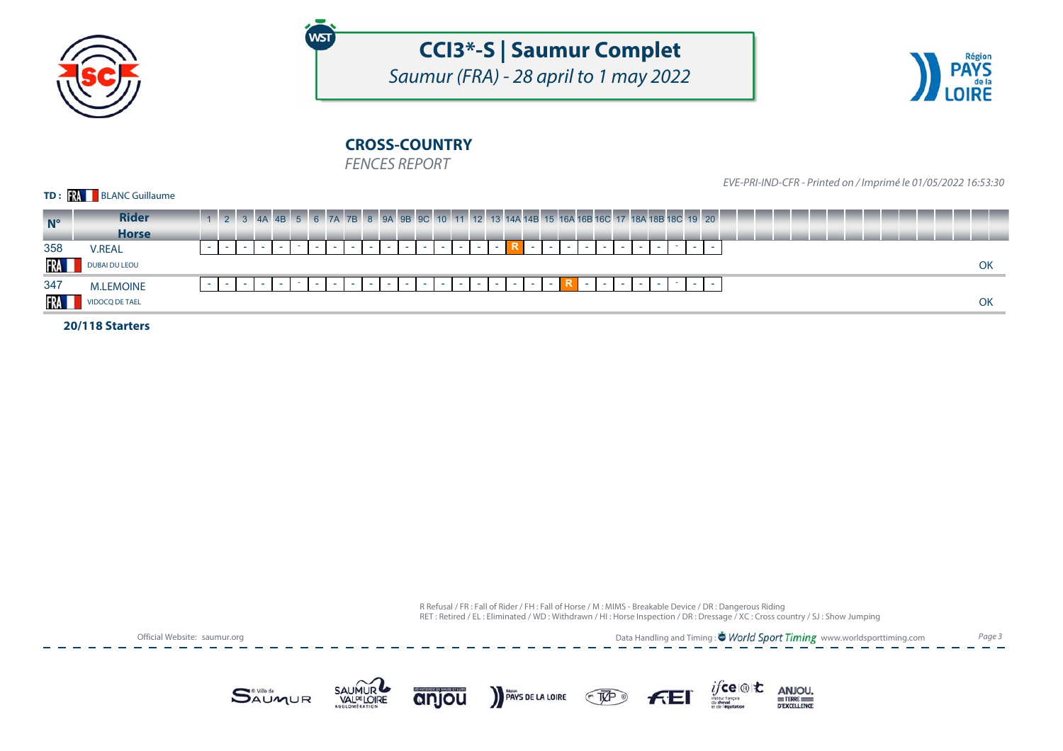# CCI3*-S | Saumur Complet

*Saumur (FRA) - 28 april to 1 may 2022*

## CROSS-COUNTRY

*FENCES REPORT*

*EVE-PRI-IND-CFR - Printed on / Imprimé le 01/05/2022 16:53:30*

**TD :** FRA BLANC Guillaume

| N° | Rider / Horse | 1 | 2 | 3 | 4A | 4B | 5 | 6 | 7A | 7B | 8 | 9A | 9B | 9C | 10 | 11 | 12 | 13 | 14A | 14B | 15 | 16A | 16B | 16C | 17 | 18A | 18B | 18C | 19 | 20 | |
|---|---|---|---|---|---|---|---|---|---|---|---|---|---|---|---|---|---|---|---|---|---|---|---|---|---|---|---|---|---|---|---|
| 358 FRA | V.REAL / DUBAI DU LEOU | - | - | - | - | - | - | - | - | - | - | - | - | - | - | - | - | - | R | - | - | - | - | - | - | - | - | - | - | - | OK |
| 347 FRA | M.LEMOINE / VIDOCQ DE TAEL | - | - | - | - | - | - | - | - | - | - | - | - | - | - | - | - | - | - | - | - | R | - | - | - | - | - | - | - | - | OK |

**20/118 Starters**

R Refusal / FR : Fall of Rider / FH : Fall of Horse / M : MIMS - Breakable Device / DR : Dangerous Riding
RET : Retired / EL : Eliminated / WD : Withdrawn / HI : Horse Inspection / DR : Dressage / XC : Cross country / SJ : Show Jumping

Official Website: saumur.org

Data Handling and Timing : World Sport Timing www.worldsporttiming.com